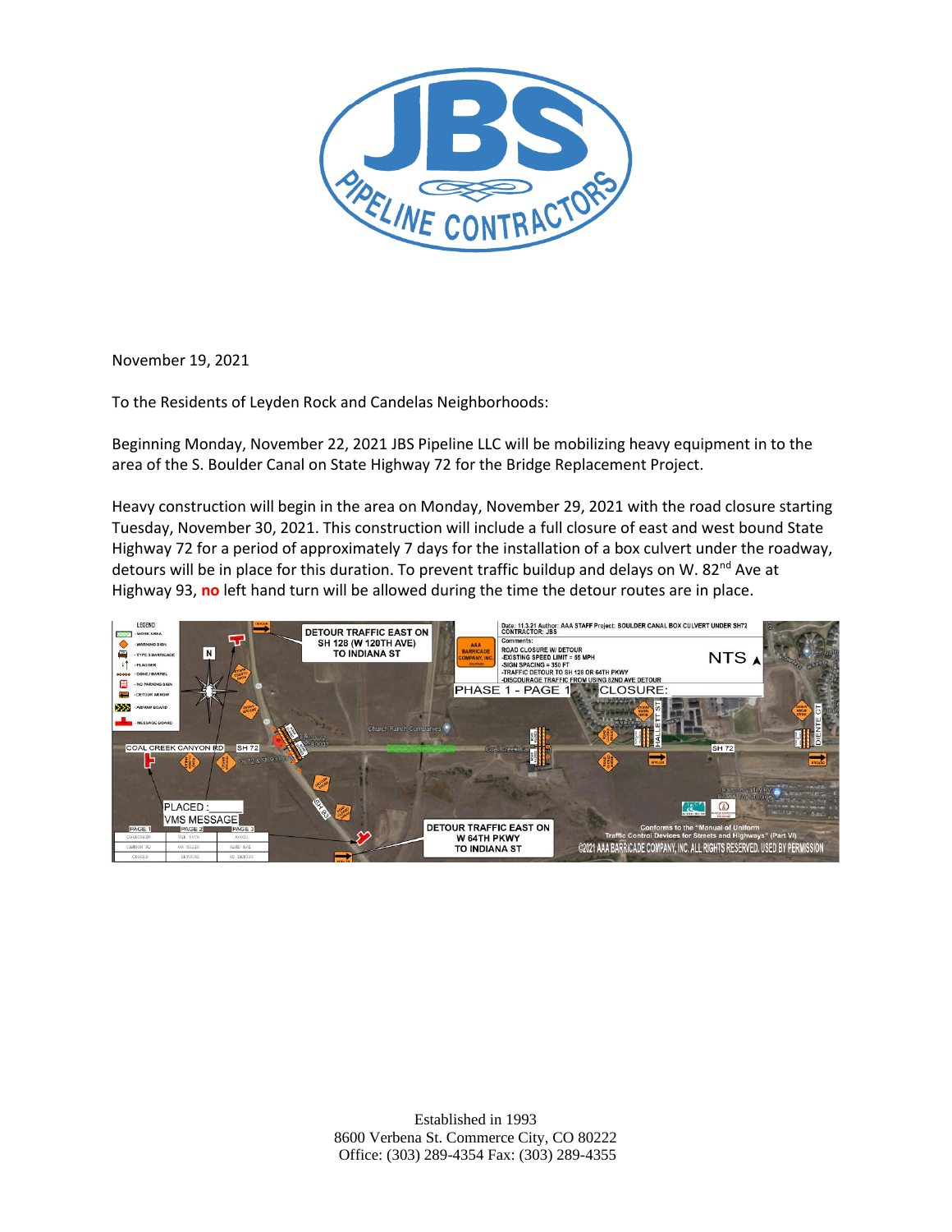November 19, 2021

To the Residents of Leyden Rock and Candelas Neighborhoods:

Beginning Monday, November 22, 2021 JBS Pipeline LLC will be mobilizing heavy equipment in to the area of the S. Boulder Canal on State Highway 72 for the Bridge Replacement Project.

Heavy construction will begin in the area on Monday, November 29, 2021 with the road closure starting Tuesday, November 30, 2021. This construction will include a full closure of east and west bound State Highway 72 for a period of approximately 7 days for the installation of a box culvert under the roadway, detours will be in place for this duration. To prevent traffic buildup and delays on W. 82nd Ave at Highway 93, **no** left hand turn will be allowed during the time the detour routes are in place.

Established in 1993
8600 Verbena St. Commerce City, CO 80222
Office: (303) 289-4354 Fax: (303) 289-4355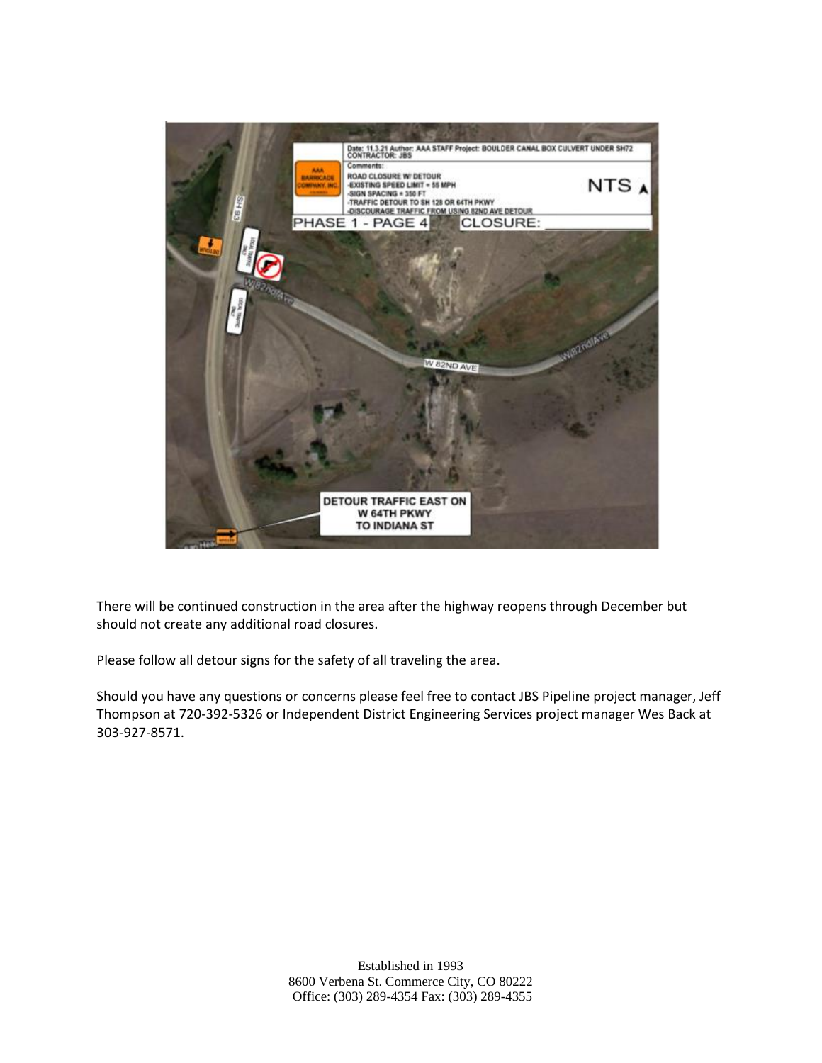There will be continued construction in the area after the highway reopens through December but should not create any additional road closures.

Please follow all detour signs for the safety of all traveling the area.

Should you have any questions or concerns please feel free to contact JBS Pipeline project manager, Jeff Thompson at 720-392-5326 or Independent District Engineering Services project manager Wes Back at 303-927-8571.

Established in 1993
8600 Verbena St. Commerce City, CO 80222
Office: (303) 289-4354 Fax: (303) 289-4355